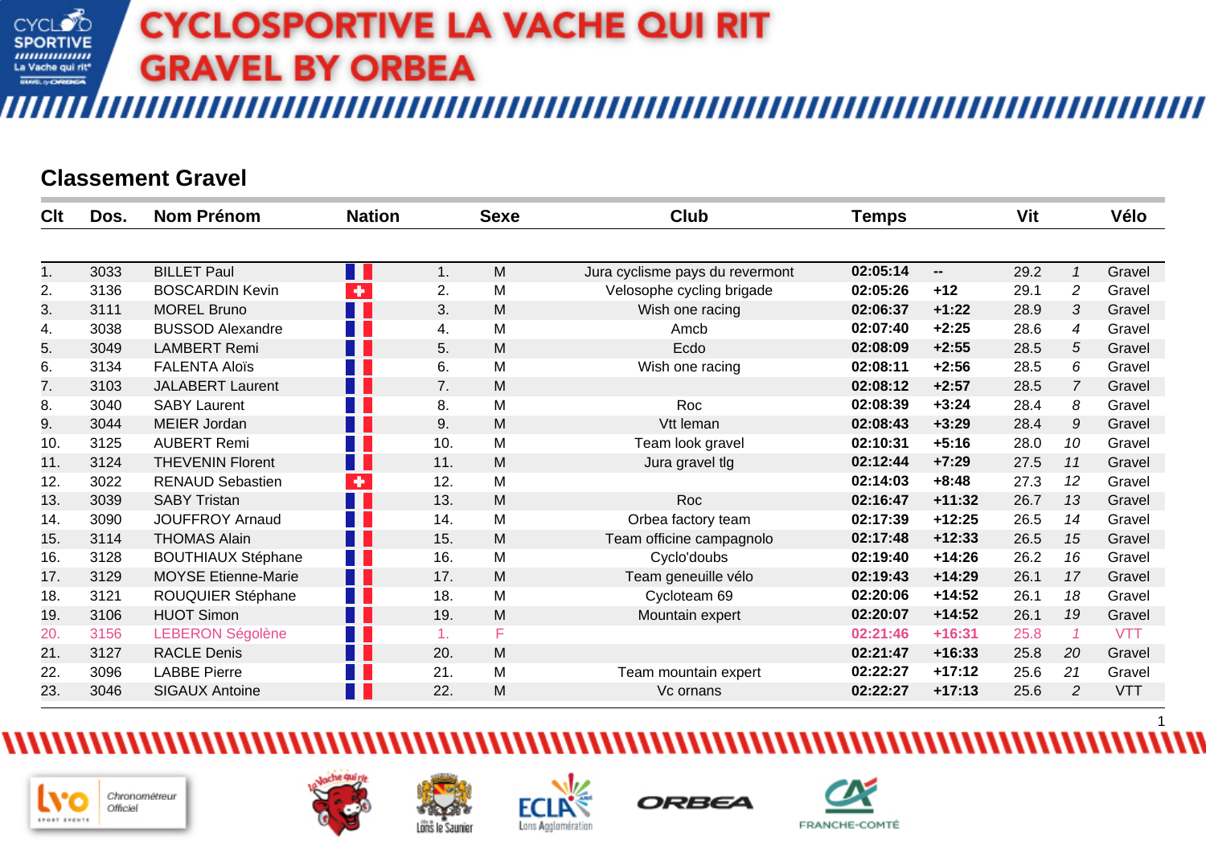# CYCLOSPORTIVE LA VACHE QUI RIT GRAVEL BY ORBEA

## Classement Gravel

| Clt | Dos. | Nom Prénom | Nation | | Sexe | Club | Temps | | Vit | | Vélo |
|---|---|---|---|---|---|---|---|---|---|---|---|
| 1. | 3033 | BILLET Paul | FRA | 1. | M | Jura cyclisme pays du revermont | 02:05:14 | -- | 29.2 | 1 | Gravel |
| 2. | 3136 | BOSCARDIN Kevin | SUI | 2. | M | Velosophe cycling brigade | 02:05:26 | +12 | 29.1 | 2 | Gravel |
| 3. | 3111 | MOREL Bruno | FRA | 3. | M | Wish one racing | 02:06:37 | +1:22 | 28.9 | 3 | Gravel |
| 4. | 3038 | BUSSOD Alexandre | FRA | 4. | M | Amcb | 02:07:40 | +2:25 | 28.6 | 4 | Gravel |
| 5. | 3049 | LAMBERT Remi | FRA | 5. | M | Ecdo | 02:08:09 | +2:55 | 28.5 | 5 | Gravel |
| 6. | 3134 | FALENTA Aloïs | FRA | 6. | M | Wish one racing | 02:08:11 | +2:56 | 28.5 | 6 | Gravel |
| 7. | 3103 | JALABERT Laurent | FRA | 7. | M | | 02:08:12 | +2:57 | 28.5 | 7 | Gravel |
| 8. | 3040 | SABY Laurent | FRA | 8. | M | Roc | 02:08:39 | +3:24 | 28.4 | 8 | Gravel |
| 9. | 3044 | MEIER Jordan | FRA | 9. | M | Vtt leman | 02:08:43 | +3:29 | 28.4 | 9 | Gravel |
| 10. | 3125 | AUBERT Remi | FRA | 10. | M | Team look gravel | 02:10:31 | +5:16 | 28.0 | 10 | Gravel |
| 11. | 3124 | THEVENIN Florent | FRA | 11. | M | Jura gravel tlg | 02:12:44 | +7:29 | 27.5 | 11 | Gravel |
| 12. | 3022 | RENAUD Sebastien | SUI | 12. | M | | 02:14:03 | +8:48 | 27.3 | 12 | Gravel |
| 13. | 3039 | SABY Tristan | FRA | 13. | M | Roc | 02:16:47 | +11:32 | 26.7 | 13 | Gravel |
| 14. | 3090 | JOUFFROY Arnaud | FRA | 14. | M | Orbea factory team | 02:17:39 | +12:25 | 26.5 | 14 | Gravel |
| 15. | 3114 | THOMAS Alain | FRA | 15. | M | Team officine campagnolo | 02:17:48 | +12:33 | 26.5 | 15 | Gravel |
| 16. | 3128 | BOUTHIAUX Stéphane | FRA | 16. | M | Cyclo'doubs | 02:19:40 | +14:26 | 26.2 | 16 | Gravel |
| 17. | 3129 | MOYSE Etienne-Marie | FRA | 17. | M | Team geneuille vélo | 02:19:43 | +14:29 | 26.1 | 17 | Gravel |
| 18. | 3121 | ROUQUIER Stéphane | FRA | 18. | M | Cycloteam 69 | 02:20:06 | +14:52 | 26.1 | 18 | Gravel |
| 19. | 3106 | HUOT Simon | FRA | 19. | M | Mountain expert | 02:20:07 | +14:52 | 26.1 | 19 | Gravel |
| 20. | 3156 | LEBERON Ségolène | FRA | 1. | F | | 02:21:46 | +16:31 | 25.8 | 1 | VTT |
| 21. | 3127 | RACLE Denis | FRA | 20. | M | | 02:21:47 | +16:33 | 25.8 | 20 | Gravel |
| 22. | 3096 | LABBE Pierre | FRA | 21. | M | Team mountain expert | 02:22:27 | +17:12 | 25.6 | 21 | Gravel |
| 23. | 3046 | SIGAUX Antoine | FRA | 22. | M | Vc ornans | 02:22:27 | +17:13 | 25.6 | 2 | VTT |

Chronométreur Officiel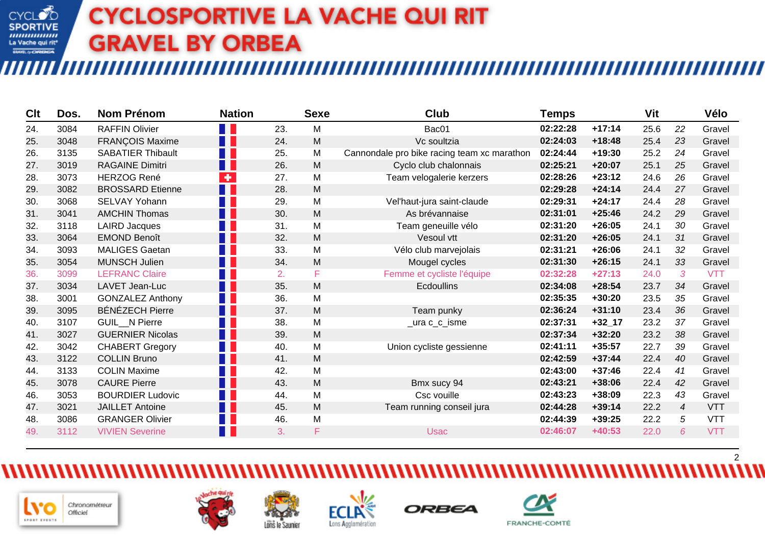# CYCLOSPORTIVE LA VACHE QUI RIT GRAVEL BY ORBEA

| Clt | Dos. | Nom Prénom | Nation | | Sexe | Club | Temps | | Vit | | Vélo |
|---|---|---|---|---|---|---|---|---|---|---|---|
| 24. | 3084 | RAFFIN Olivier | | 23. | M | Bac01 | 02:22:28 | +17:14 | 25.6 | 22 | Gravel |
| 25. | 3048 | FRANÇOIS Maxime | | 24. | M | Vc soultzia | 02:24:03 | +18:48 | 25.4 | 23 | Gravel |
| 26. | 3135 | SABATIER Thibault | | 25. | M | Cannondale pro bike racing team xc marathon | 02:24:44 | +19:30 | 25.2 | 24 | Gravel |
| 27. | 3019 | RAGAINE Dimitri | | 26. | M | Cyclo club chalonnais | 02:25:21 | +20:07 | 25.1 | 25 | Gravel |
| 28. | 3073 | HERZOG René | | 27. | M | Team velogalerie kerzers | 02:28:26 | +23:12 | 24.6 | 26 | Gravel |
| 29. | 3082 | BROSSARD Etienne | | 28. | M | | 02:29:28 | +24:14 | 24.4 | 27 | Gravel |
| 30. | 3068 | SELVAY Yohann | | 29. | M | Vel'haut-jura saint-claude | 02:29:31 | +24:17 | 24.4 | 28 | Gravel |
| 31. | 3041 | AMCHIN Thomas | | 30. | M | As brévannaise | 02:31:01 | +25:46 | 24.2 | 29 | Gravel |
| 32. | 3118 | LAIRD Jacques | | 31. | M | Team geneuille vélo | 02:31:20 | +26:05 | 24.1 | 30 | Gravel |
| 33. | 3064 | EMOND Benoît | | 32. | M | Vesoul vtt | 02:31:20 | +26:05 | 24.1 | 31 | Gravel |
| 34. | 3093 | MALIGES Gaetan | | 33. | M | Vélo club marvejolais | 02:31:21 | +26:06 | 24.1 | 32 | Gravel |
| 35. | 3054 | MUNSCH Julien | | 34. | M | Mougel cycles | 02:31:30 | +26:15 | 24.1 | 33 | Gravel |
| 36. | 3099 | LEFRANC Claire | | 2. | F | Femme et cycliste l'équipe | 02:32:28 | +27:13 | 24.0 | 3 | VTT |
| 37. | 3034 | LAVET Jean-Luc | | 35. | M | Ecdoullins | 02:34:08 | +28:54 | 23.7 | 34 | Gravel |
| 38. | 3001 | GONZALEZ Anthony | | 36. | M | | 02:35:35 | +30:20 | 23.5 | 35 | Gravel |
| 39. | 3095 | BÉNÉZECH Pierre | | 37. | M | Team punky | 02:36:24 | +31:10 | 23.4 | 36 | Gravel |
| 40. | 3107 | GUIL__N Pierre | | 38. | M | _ura c_c_isme | 02:37:31 | +32_17 | 23.2 | 37 | Gravel |
| 41. | 3027 | GUERNIER Nicolas | | 39. | M | | 02:37:34 | +32:20 | 23.2 | 38 | Gravel |
| 42. | 3042 | CHABERT Gregory | | 40. | M | Union cycliste gessienne | 02:41:11 | +35:57 | 22.7 | 39 | Gravel |
| 43. | 3122 | COLLIN Bruno | | 41. | M | | 02:42:59 | +37:44 | 22.4 | 40 | Gravel |
| 44. | 3133 | COLIN Maxime | | 42. | M | | 02:43:00 | +37:46 | 22.4 | 41 | Gravel |
| 45. | 3078 | CAURE Pierre | | 43. | M | Bmx sucy 94 | 02:43:21 | +38:06 | 22.4 | 42 | Gravel |
| 46. | 3053 | BOURDIER Ludovic | | 44. | M | Csc vouille | 02:43:23 | +38:09 | 22.3 | 43 | Gravel |
| 47. | 3021 | JAILLET Antoine | | 45. | M | Team running conseil jura | 02:44:28 | +39:14 | 22.2 | 4 | VTT |
| 48. | 3086 | GRANGER Olivier | | 46. | M | | 02:44:39 | +39:25 | 22.2 | 5 | VTT |
| 49. | 3112 | VIVIEN Severine | | 3. | F | Usac | 02:46:07 | +40:53 | 22.0 | 6 | VTT |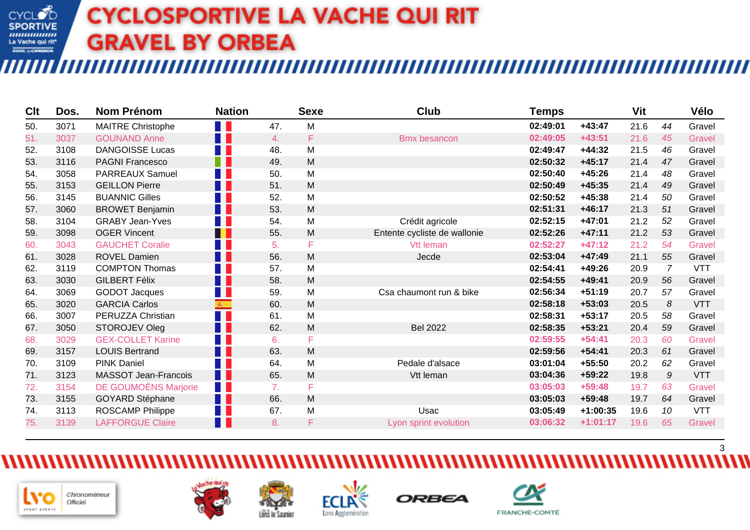# CYCLOSPORTIVE LA VACHE QUI RIT GRAVEL BY ORBEA

| Clt | Dos. | Nom Prénom | Nation | | Sexe | Club | Temps | | Vit | | Vélo |
|---|---|---|---|---|---|---|---|---|---|---|---|
| 50. | 3071 | MAITRE Christophe | | 47. | M | | 02:49:01 | +43:47 | 21.6 | 44 | Gravel |
| 51. | 3037 | GOUNAND Anne | | 4. | F | Bmx besancon | 02:49:05 | +43:51 | 21.6 | 45 | Gravel |
| 52. | 3108 | DANGOISSE Lucas | | 48. | M | | 02:49:47 | +44:32 | 21.5 | 46 | Gravel |
| 53. | 3116 | PAGNI Francesco | | 49. | M | | 02:50:32 | +45:17 | 21.4 | 47 | Gravel |
| 54. | 3058 | PARREAUX Samuel | | 50. | M | | 02:50:40 | +45:26 | 21.4 | 48 | Gravel |
| 55. | 3153 | GEILLON Pierre | | 51. | M | | 02:50:49 | +45:35 | 21.4 | 49 | Gravel |
| 56. | 3145 | BUANNIC Gilles | | 52. | M | | 02:50:52 | +45:38 | 21.4 | 50 | Gravel |
| 57. | 3060 | BROWET Benjamin | | 53. | M | | 02:51:31 | +46:17 | 21.3 | 51 | Gravel |
| 58. | 3104 | GRABY Jean-Yves | | 54. | M | Crédit agricole | 02:52:15 | +47:01 | 21.2 | 52 | Gravel |
| 59. | 3098 | OGER Vincent | | 55. | M | Entente cycliste de wallonie | 02:52:26 | +47:11 | 21.2 | 53 | Gravel |
| 60. | 3043 | GAUCHET Coralie | | 5. | F | Vtt leman | 02:52:27 | +47:12 | 21.2 | 54 | Gravel |
| 61. | 3028 | ROVEL Damien | | 56. | M | Jecde | 02:53:04 | +47:49 | 21.1 | 55 | Gravel |
| 62. | 3119 | COMPTON Thomas | | 57. | M | | 02:54:41 | +49:26 | 20.9 | 7 | VTT |
| 63. | 3030 | GILBERT Félix | | 58. | M | | 02:54:55 | +49:41 | 20.9 | 56 | Gravel |
| 64. | 3069 | GODOT Jacques | | 59. | M | Csa chaumont run & bike | 02:56:34 | +51:19 | 20.7 | 57 | Gravel |
| 65. | 3020 | GARCIA Carlos | | 60. | M | | 02:58:18 | +53:03 | 20.5 | 8 | VTT |
| 66. | 3007 | PERUZZA Christian | | 61. | M | | 02:58:31 | +53:17 | 20.5 | 58 | Gravel |
| 67. | 3050 | STOROJEV Oleg | | 62. | M | Bel 2022 | 02:58:35 | +53:21 | 20.4 | 59 | Gravel |
| 68. | 3029 | GEX-COLLET Karine | | 6. | F | | 02:59:55 | +54:41 | 20.3 | 60 | Gravel |
| 69. | 3157 | LOUIS Bertrand | | 63. | M | | 02:59:56 | +54:41 | 20.3 | 61 | Gravel |
| 70. | 3109 | PINK Daniel | | 64. | M | Pedale d'alsace | 03:01:04 | +55:50 | 20.2 | 62 | Gravel |
| 71. | 3123 | MASSOT Jean-Francois | | 65. | M | Vtt leman | 03:04:36 | +59:22 | 19.8 | 9 | VTT |
| 72. | 3154 | DE GOUMOËNS Marjorie | | 7. | F | | 03:05:03 | +59:48 | 19.7 | 63 | Gravel |
| 73. | 3155 | GOYARD Stéphane | | 66. | M | | 03:05:03 | +59:48 | 19.7 | 64 | Gravel |
| 74. | 3113 | ROSCAMP Philippe | | 67. | M | Usac | 03:05:49 | +1:00:35 | 19.6 | 10 | VTT |
| 75. | 3139 | LAFFORGUE Claire | | 8. | F | Lyon sprint evolution | 03:06:32 | +1:01:17 | 19.6 | 65 | Gravel |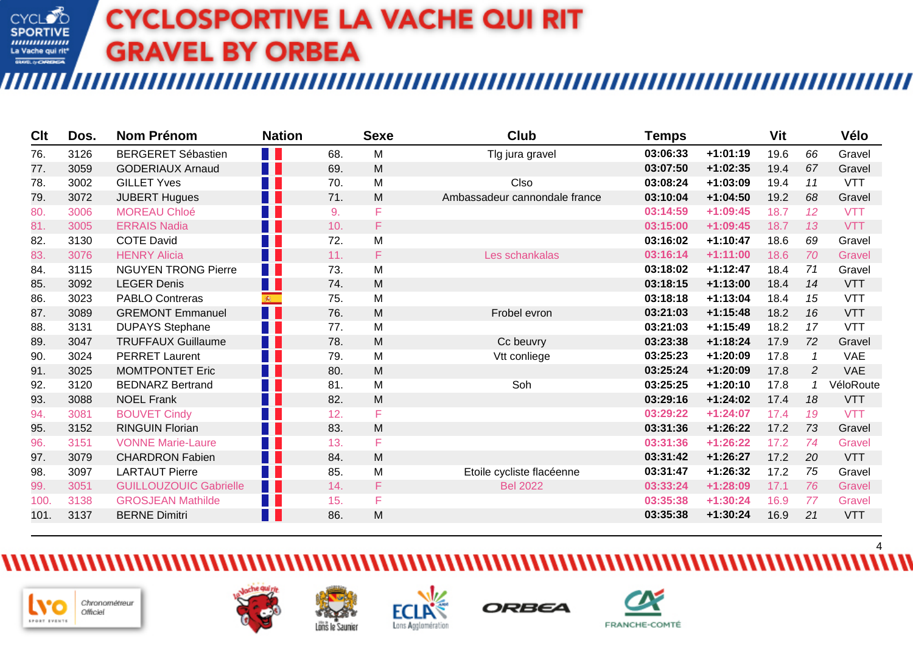# CYCLOSPORTIVE LA VACHE QUI RIT
# GRAVEL BY ORBEA

| Clt | Dos. | Nom Prénom | Nation | | Sexe | Club | Temps | | Vit | | Vélo |
|---|---|---|---|---|---|---|---|---|---|---|---|
| 76. | 3126 | BERGERET Sébastien | | 68. | M | Tlg jura gravel | 03:06:33 | +1:01:19 | 19.6 | 66 | Gravel |
| 77. | 3059 | GODERIAUX Arnaud | | 69. | M | | 03:07:50 | +1:02:35 | 19.4 | 67 | Gravel |
| 78. | 3002 | GILLET Yves | | 70. | M | Clso | 03:08:24 | +1:03:09 | 19.4 | 11 | VTT |
| 79. | 3072 | JUBERT Hugues | | 71. | M | Ambassadeur cannondale france | 03:10:04 | +1:04:50 | 19.2 | 68 | Gravel |
| 80. | 3006 | MOREAU Chloé | | 9. | F | | 03:14:59 | +1:09:45 | 18.7 | 12 | VTT |
| 81. | 3005 | ERRAIS Nadia | | 10. | F | | 03:15:00 | +1:09:45 | 18.7 | 13 | VTT |
| 82. | 3130 | COTE David | | 72. | M | | 03:16:02 | +1:10:47 | 18.6 | 69 | Gravel |
| 83. | 3076 | HENRY Alicia | | 11. | F | Les schankalas | 03:16:14 | +1:11:00 | 18.6 | 70 | Gravel |
| 84. | 3115 | NGUYEN TRONG Pierre | | 73. | M | | 03:18:02 | +1:12:47 | 18.4 | 71 | Gravel |
| 85. | 3092 | LEGER Denis | | 74. | M | | 03:18:15 | +1:13:00 | 18.4 | 14 | VTT |
| 86. | 3023 | PABLO Contreras | | 75. | M | | 03:18:18 | +1:13:04 | 18.4 | 15 | VTT |
| 87. | 3089 | GREMONT Emmanuel | | 76. | M | Frobel evron | 03:21:03 | +1:15:48 | 18.2 | 16 | VTT |
| 88. | 3131 | DUPAYS Stephane | | 77. | M | | 03:21:03 | +1:15:49 | 18.2 | 17 | VTT |
| 89. | 3047 | TRUFFAUX Guillaume | | 78. | M | Cc beuvry | 03:23:38 | +1:18:24 | 17.9 | 72 | Gravel |
| 90. | 3024 | PERRET Laurent | | 79. | M | Vtt conliege | 03:25:23 | +1:20:09 | 17.8 | 1 | VAE |
| 91. | 3025 | MOMTPONTET Eric | | 80. | M | | 03:25:24 | +1:20:09 | 17.8 | 2 | VAE |
| 92. | 3120 | BEDNARZ Bertrand | | 81. | M | Soh | 03:25:25 | +1:20:10 | 17.8 | 1 | VéloRoute |
| 93. | 3088 | NOEL Frank | | 82. | M | | 03:29:16 | +1:24:02 | 17.4 | 18 | VTT |
| 94. | 3081 | BOUVET Cindy | | 12. | F | | 03:29:22 | +1:24:07 | 17.4 | 19 | VTT |
| 95. | 3152 | RINGUIN Florian | | 83. | M | | 03:31:36 | +1:26:22 | 17.2 | 73 | Gravel |
| 96. | 3151 | VONNE Marie-Laure | | 13. | F | | 03:31:36 | +1:26:22 | 17.2 | 74 | Gravel |
| 97. | 3079 | CHARDRON Fabien | | 84. | M | | 03:31:42 | +1:26:27 | 17.2 | 20 | VTT |
| 98. | 3097 | LARTAUT Pierre | | 85. | M | Etoile cycliste flacéenne | 03:31:47 | +1:26:32 | 17.2 | 75 | Gravel |
| 99. | 3051 | GUILLOUZOUIC Gabrielle | | 14. | F | Bel 2022 | 03:33:24 | +1:28:09 | 17.1 | 76 | Gravel |
| 100. | 3138 | GROSJEAN Mathilde | | 15. | F | | 03:35:38 | +1:30:24 | 16.9 | 77 | Gravel |
| 101. | 3137 | BERNE Dimitri | | 86. | M | | 03:35:38 | +1:30:24 | 16.9 | 21 | VTT |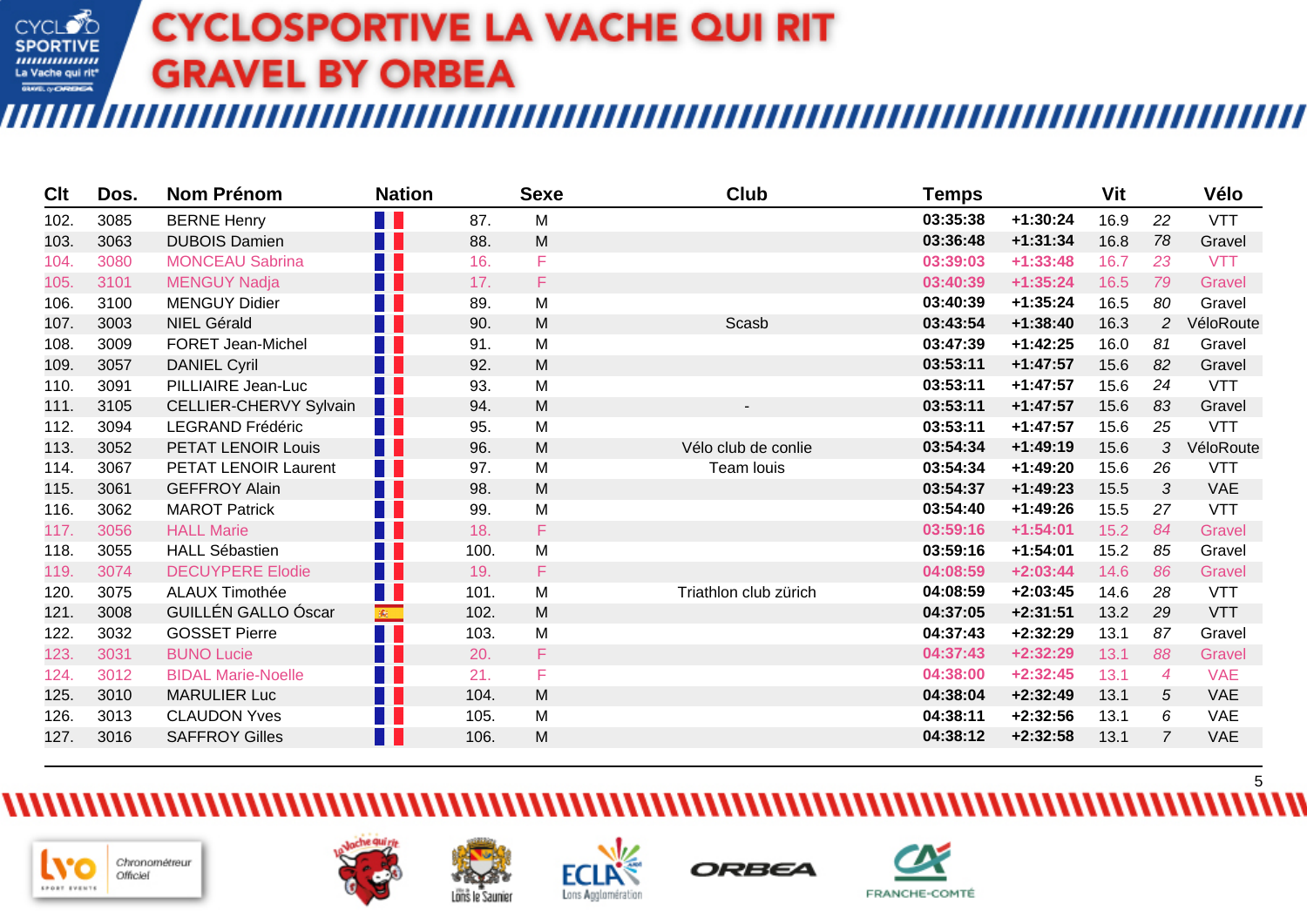# CYCLOSPORTIVE LA VACHE QUI RIT GRAVEL BY ORBEA

| Clt | Dos. | Nom Prénom | Nation | | Sexe | Club | Temps | | Vit | | Vélo |
|---|---|---|---|---|---|---|---|---|---|---|---|
| 102. | 3085 | BERNE Henry | | 87. | M | | 03:35:38 | +1:30:24 | 16.9 | 22 | VTT |
| 103. | 3063 | DUBOIS Damien | | 88. | M | | 03:36:48 | +1:31:34 | 16.8 | 78 | Gravel |
| 104. | 3080 | MONCEAU Sabrina | | 16. | F | | 03:39:03 | +1:33:48 | 16.7 | 23 | VTT |
| 105. | 3101 | MENGUY Nadja | | 17. | F | | 03:40:39 | +1:35:24 | 16.5 | 79 | Gravel |
| 106. | 3100 | MENGUY Didier | | 89. | M | | 03:40:39 | +1:35:24 | 16.5 | 80 | Gravel |
| 107. | 3003 | NIEL Gérald | | 90. | M | Scasb | 03:43:54 | +1:38:40 | 16.3 | 2 | VéloRoute |
| 108. | 3009 | FORET Jean-Michel | | 91. | M | | 03:47:39 | +1:42:25 | 16.0 | 81 | Gravel |
| 109. | 3057 | DANIEL Cyril | | 92. | M | | 03:53:11 | +1:47:57 | 15.6 | 82 | Gravel |
| 110. | 3091 | PILLIAIRE Jean-Luc | | 93. | M | | 03:53:11 | +1:47:57 | 15.6 | 24 | VTT |
| 111. | 3105 | CELLIER-CHERVY Sylvain | | 94. | M | - | 03:53:11 | +1:47:57 | 15.6 | 83 | Gravel |
| 112. | 3094 | LEGRAND Frédéric | | 95. | M | | 03:53:11 | +1:47:57 | 15.6 | 25 | VTT |
| 113. | 3052 | PETAT LENOIR Louis | | 96. | M | Vélo club de conlie | 03:54:34 | +1:49:19 | 15.6 | 3 | VéloRoute |
| 114. | 3067 | PETAT LENOIR Laurent | | 97. | M | Team louis | 03:54:34 | +1:49:20 | 15.6 | 26 | VTT |
| 115. | 3061 | GEFFROY Alain | | 98. | M | | 03:54:37 | +1:49:23 | 15.5 | 3 | VAE |
| 116. | 3062 | MAROT Patrick | | 99. | M | | 03:54:40 | +1:49:26 | 15.5 | 27 | VTT |
| 117. | 3056 | HALL Marie | | 18. | F | | 03:59:16 | +1:54:01 | 15.2 | 84 | Gravel |
| 118. | 3055 | HALL Sébastien | | 100. | M | | 03:59:16 | +1:54:01 | 15.2 | 85 | Gravel |
| 119. | 3074 | DECUYPERE Elodie | | 19. | F | | 04:08:59 | +2:03:44 | 14.6 | 86 | Gravel |
| 120. | 3075 | ALAUX Timothée | | 101. | M | Triathlon club zürich | 04:08:59 | +2:03:45 | 14.6 | 28 | VTT |
| 121. | 3008 | GUILLÉN GALLO Óscar | | 102. | M | | 04:37:05 | +2:31:51 | 13.2 | 29 | VTT |
| 122. | 3032 | GOSSET Pierre | | 103. | M | | 04:37:43 | +2:32:29 | 13.1 | 87 | Gravel |
| 123. | 3031 | BUNO Lucie | | 20. | F | | 04:37:43 | +2:32:29 | 13.1 | 88 | Gravel |
| 124. | 3012 | BIDAL Marie-Noelle | | 21. | F | | 04:38:00 | +2:32:45 | 13.1 | 4 | VAE |
| 125. | 3010 | MARULIER Luc | | 104. | M | | 04:38:04 | +2:32:49 | 13.1 | 5 | VAE |
| 126. | 3013 | CLAUDON Yves | | 105. | M | | 04:38:11 | +2:32:56 | 13.1 | 6 | VAE |
| 127. | 3016 | SAFFROY Gilles | | 106. | M | | 04:38:12 | +2:32:58 | 13.1 | 7 | VAE |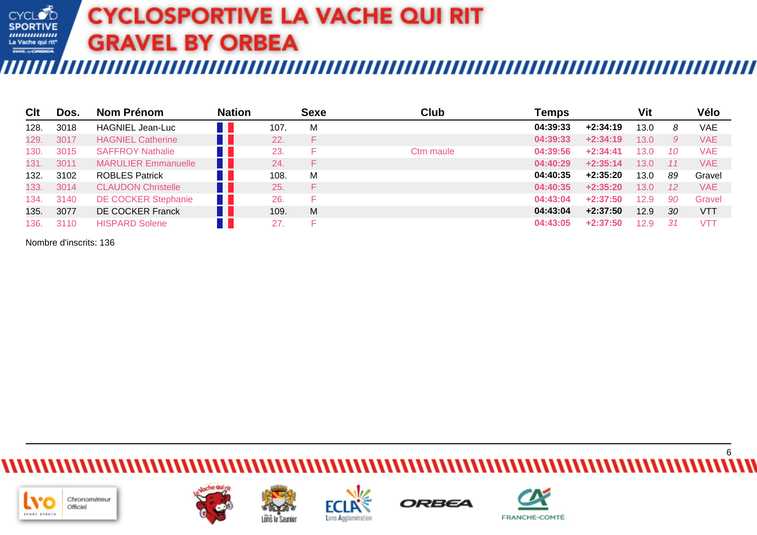# CYCLOSPORTIVE LA VACHE QUI RIT
# GRAVEL BY ORBEA

| Clt | Dos. | Nom Prénom | Nation | | Sexe | Club | Temps | | Vit | | Vélo |
|---|---|---|---|---|---|---|---|---|---|---|---|
| 128. | 3018 | HAGNIEL Jean-Luc | | 107. | M | | **04:39:33** | **+2:34:19** | 13.0 | *8* | VAE |
| 129. | 3017 | HAGNIEL Catherine | | 22. | F | | **04:39:33** | **+2:34:19** | 13.0 | *9* | VAE |
| 130. | 3015 | SAFFROY Nathalie | | 23. | F | Ctm maule | **04:39:56** | **+2:34:41** | 13.0 | *10* | VAE |
| 131. | 3011 | MARULIER Emmanuelle | | 24. | F | | **04:40:29** | **+2:35:14** | 13.0 | *11* | VAE |
| 132. | 3102 | ROBLES Patrick | | 108. | M | | **04:40:35** | **+2:35:20** | 13.0 | *89* | Gravel |
| 133. | 3014 | CLAUDON Christelle | | 25. | F | | **04:40:35** | **+2:35:20** | 13.0 | *12* | VAE |
| 134. | 3140 | DE COCKER Stephanie | | 26. | F | | **04:43:04** | **+2:37:50** | 12.9 | *90* | Gravel |
| 135. | 3077 | DE COCKER Franck | | 109. | M | | **04:43:04** | **+2:37:50** | 12.9 | *30* | VTT |
| 136. | 3110 | HISPARD Solene | | 27. | F | | **04:43:05** | **+2:37:50** | 12.9 | *31* | VTT |

Nombre d'inscrits: 136